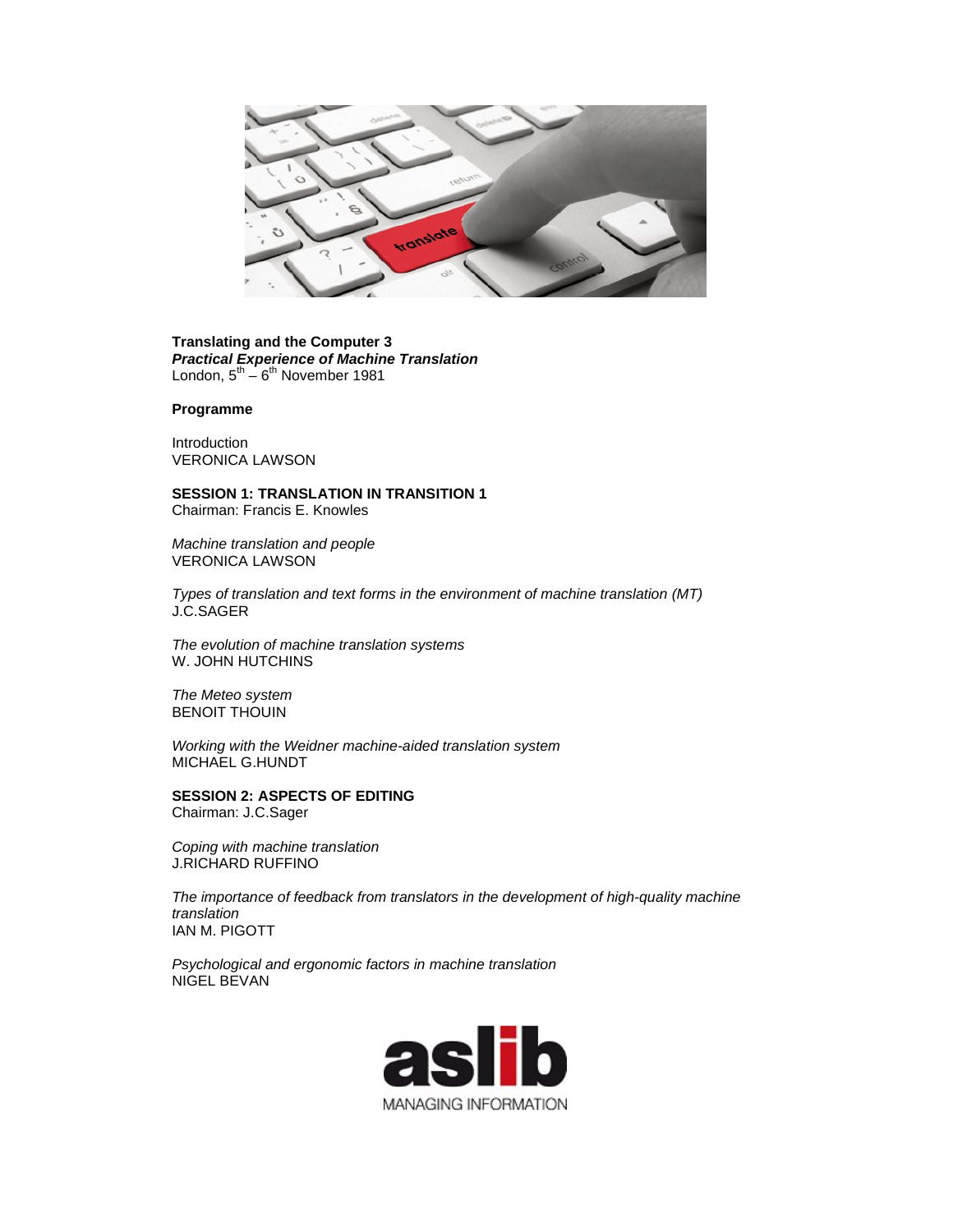**Translating and the Computer 3**
***Practical Experience of Machine Translation***
London, 5th – 6th November 1981

**Programme**

Introduction
VERONICA LAWSON

**SESSION 1: TRANSLATION IN TRANSITION 1**
Chairman: Francis E. Knowles

*Machine translation and people*
VERONICA LAWSON

*Types of translation and text forms in the environment of machine translation (MT)*
J.C.SAGER

*The evolution of machine translation systems*
W. JOHN HUTCHINS

*The Meteo system*
BENOIT THOUIN

*Working with the Weidner machine-aided translation system*
MICHAEL G.HUNDT

**SESSION 2: ASPECTS OF EDITING**
Chairman: J.C.Sager

*Coping with machine translation*
J.RICHARD RUFFINO

*The importance of feedback from translators in the development of high-quality machine translation*
IAN M. PIGOTT

*Psychological and ergonomic factors in machine translation*
NIGEL BEVAN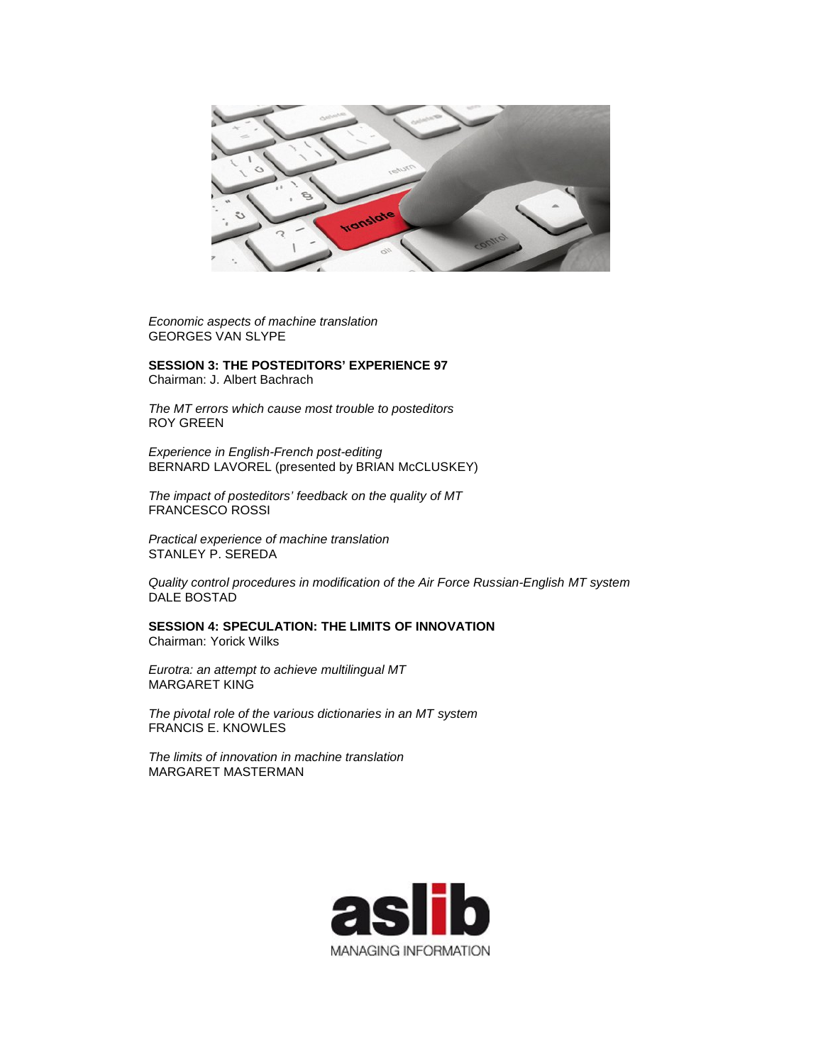*Economic aspects of machine translation*
GEORGES VAN SLYPE

**SESSION 3: THE POSTEDITORS' EXPERIENCE 97**
Chairman: J. Albert Bachrach

*The MT errors which cause most trouble to posteditors*
ROY GREEN

*Experience in English-French post-editing*
BERNARD LAVOREL (presented by BRIAN McCLUSKEY)

*The impact of posteditors' feedback on the quality of MT*
FRANCESCO ROSSI

*Practical experience of machine translation*
STANLEY P. SEREDA

*Quality control procedures in modification of the Air Force Russian-English MT system*
DALE BOSTAD

**SESSION 4: SPECULATION: THE LIMITS OF INNOVATION**
Chairman: Yorick Wilks

*Eurotra: an attempt to achieve multilingual MT*
MARGARET KING

*The pivotal role of the various dictionaries in an MT system*
FRANCIS E. KNOWLES

*The limits of innovation in machine translation*
MARGARET MASTERMAN

aslib
MANAGING INFORMATION